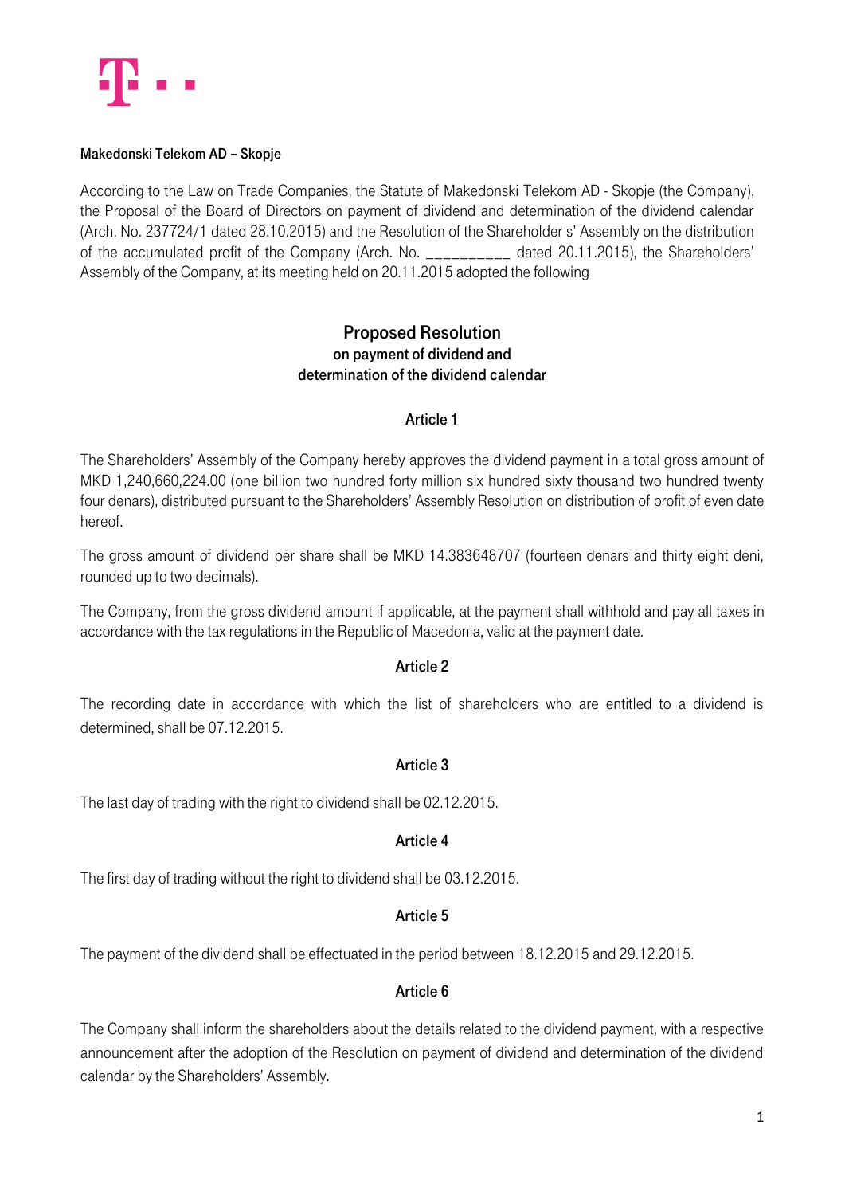**Makedonski Telekom AD – Skopje**

According to the Law on Trade Companies, the Statute of Makedonski Telekom AD - Skopje (the Company), the Proposal of the Board of Directors on payment of dividend and determination of the dividend calendar (Arch. No. 237724/1 dated 28.10.2015) and the Resolution of the Shareholder s' Assembly on the distribution of the accumulated profit of the Company (Arch. No. __________ dated 20.11.2015), the Shareholders' Assembly of the Company, at its meeting held on 20.11.2015 adopted the following

## Proposed Resolution
### on payment of dividend and determination of the dividend calendar

#### Article 1

The Shareholders' Assembly of the Company hereby approves the dividend payment in a total gross amount of MKD 1,240,660,224.00 (one billion two hundred forty million six hundred sixty thousand two hundred twenty four denars), distributed pursuant to the Shareholders' Assembly Resolution on distribution of profit of even date hereof.

The gross amount of dividend per share shall be MKD 14.383648707 (fourteen denars and thirty eight deni, rounded up to two decimals).

The Company, from the gross dividend amount if applicable, at the payment shall withhold and pay all taxes in accordance with the tax regulations in the Republic of Macedonia, valid at the payment date.

#### Article 2

The recording date in accordance with which the list of shareholders who are entitled to a dividend is determined, shall be 07.12.2015.

#### Article 3

The last day of trading with the right to dividend shall be 02.12.2015.

#### Article 4

The first day of trading without the right to dividend shall be 03.12.2015.

#### Article 5

The payment of the dividend shall be effectuated in the period between 18.12.2015 and 29.12.2015.

#### Article 6

The Company shall inform the shareholders about the details related to the dividend payment, with a respective announcement after the adoption of the Resolution on payment of dividend and determination of the dividend calendar by the Shareholders' Assembly.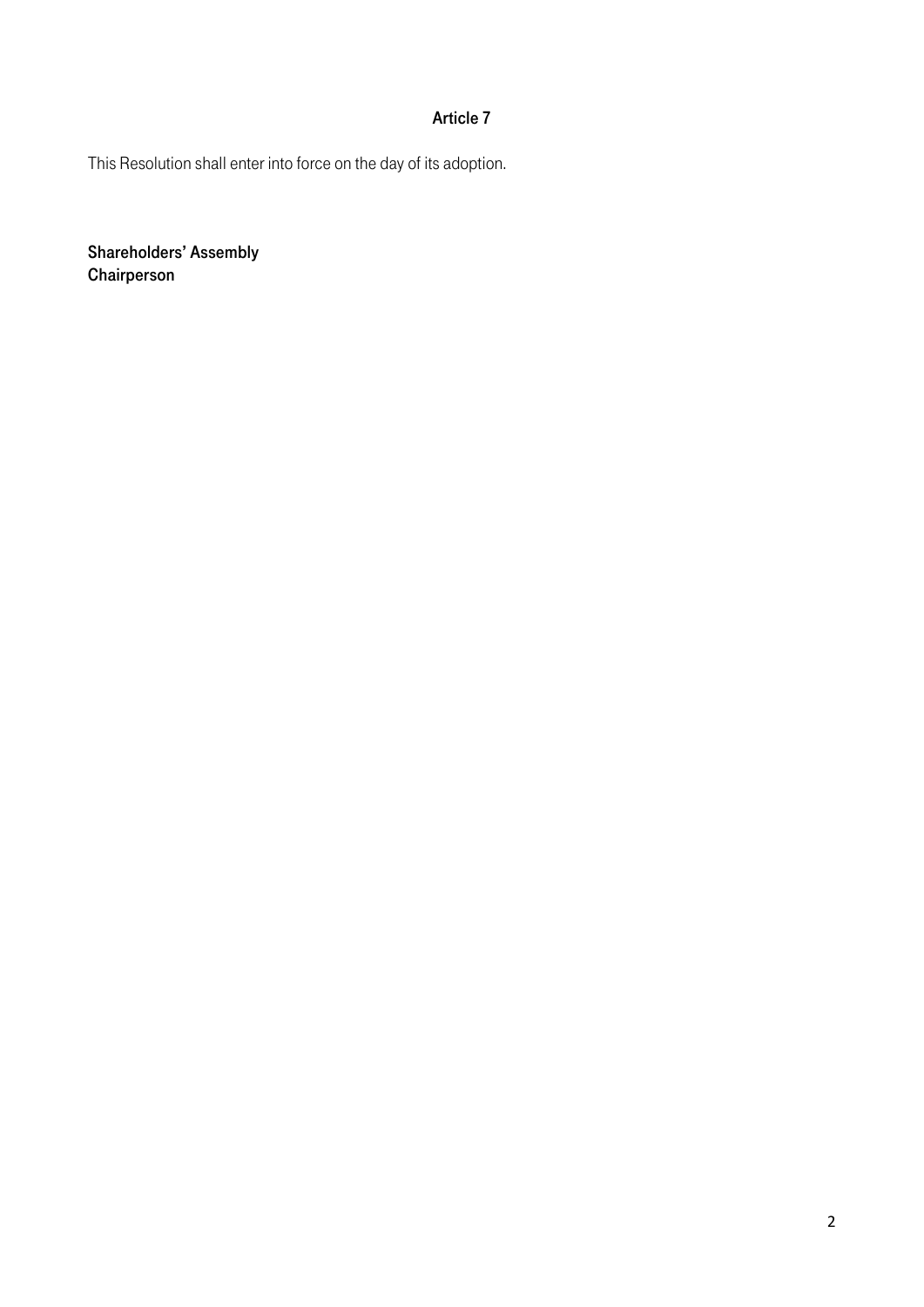**Article 7**

This Resolution shall enter into force on the day of its adoption.

**Shareholders' Assembly**
**Chairperson**